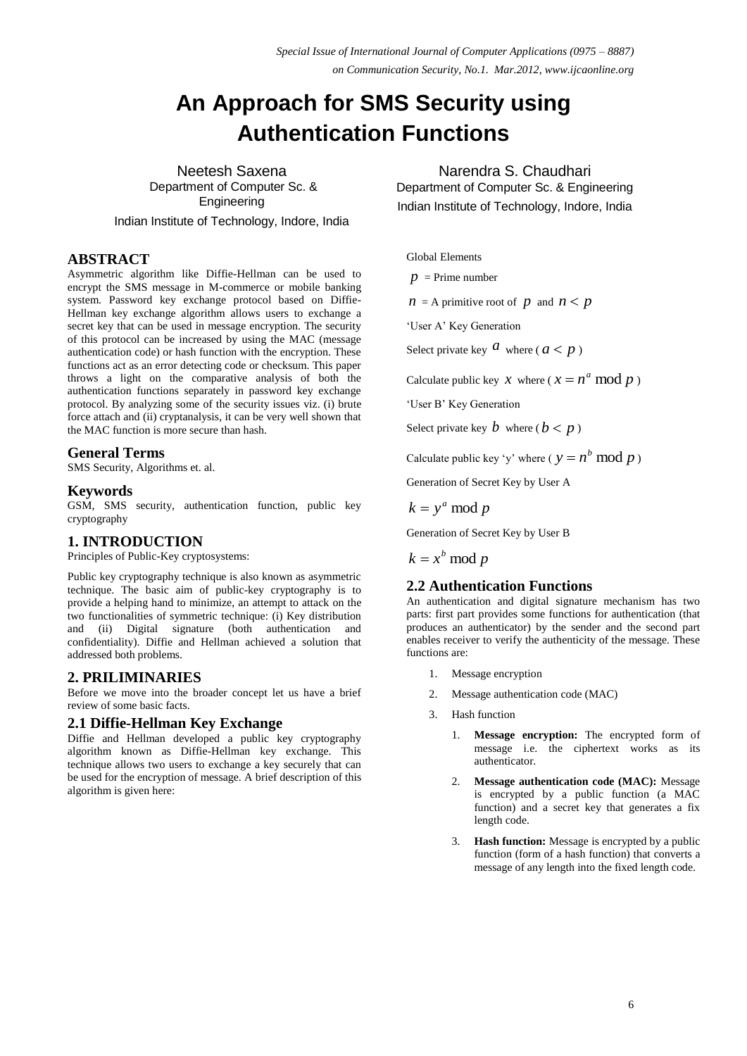# An Approach for SMS Security using Authentication Functions

Neetesh Saxena
Department of Computer Sc. & Engineering
Indian Institute of Technology, Indore, India

Narendra S. Chaudhari
Department of Computer Sc. & Engineering
Indian Institute of Technology, Indore, India

## ABSTRACT

Asymmetric algorithm like Diffie-Hellman can be used to encrypt the SMS message in M-commerce or mobile banking system. Password key exchange protocol based on Diffie-Hellman key exchange algorithm allows users to exchange a secret key that can be used in message encryption. The security of this protocol can be increased by using the MAC (message authentication code) or hash function with the encryption. These functions act as an error detecting code or checksum. This paper throws a light on the comparative analysis of both the authentication functions separately in password key exchange protocol. By analyzing some of the security issues viz. (i) brute force attach and (ii) cryptanalysis, it can be very well shown that the MAC function is more secure than hash.

## General Terms

SMS Security, Algorithms et. al.

## Keywords

GSM, SMS security, authentication function, public key cryptography

## 1. INTRODUCTION

Principles of Public-Key cryptosystems:

Public key cryptography technique is also known as asymmetric technique. The basic aim of public-key cryptography is to provide a helping hand to minimize, an attempt to attack on the two functionalities of symmetric technique: (i) Key distribution and (ii) Digital signature (both authentication and confidentiality). Diffie and Hellman achieved a solution that addressed both problems.

## 2. PRILIMINARIES

Before we move into the broader concept let us have a brief review of some basic facts.

### 2.1 Diffie-Hellman Key Exchange

Diffie and Hellman developed a public key cryptography algorithm known as Diffie-Hellman key exchange. This technique allows two users to exchange a key securely that can be used for the encryption of message. A brief description of this algorithm is given here:

Global Elements

$p$ = Prime number

$n$ = A primitive root of $p$ and $n < p$

'User A' Key Generation

Select private key $a$ where ( $a < p$ )

Calculate public key $x$ where ( $x = n^a \bmod p$ )

'User B' Key Generation

Select private key $b$ where ( $b < p$ )

Calculate public key 'y' where ( $y = n^b \bmod p$ )

Generation of Secret Key by User A

$$k = y^a \bmod p$$

Generation of Secret Key by User B

$$k = x^b \bmod p$$

### 2.2 Authentication Functions

An authentication and digital signature mechanism has two parts: first part provides some functions for authentication (that produces an authenticator) by the sender and the second part enables receiver to verify the authenticity of the message. These functions are:

1. Message encryption
2. Message authentication code (MAC)
3. Hash function

    1. **Message encryption:** The encrypted form of message i.e. the ciphertext works as its authenticator.
    2. **Message authentication code (MAC):** Message is encrypted by a public function (a MAC function) and a secret key that generates a fix length code.
    3. **Hash function:** Message is encrypted by a public function (form of a hash function) that converts a message of any length into the fixed length code.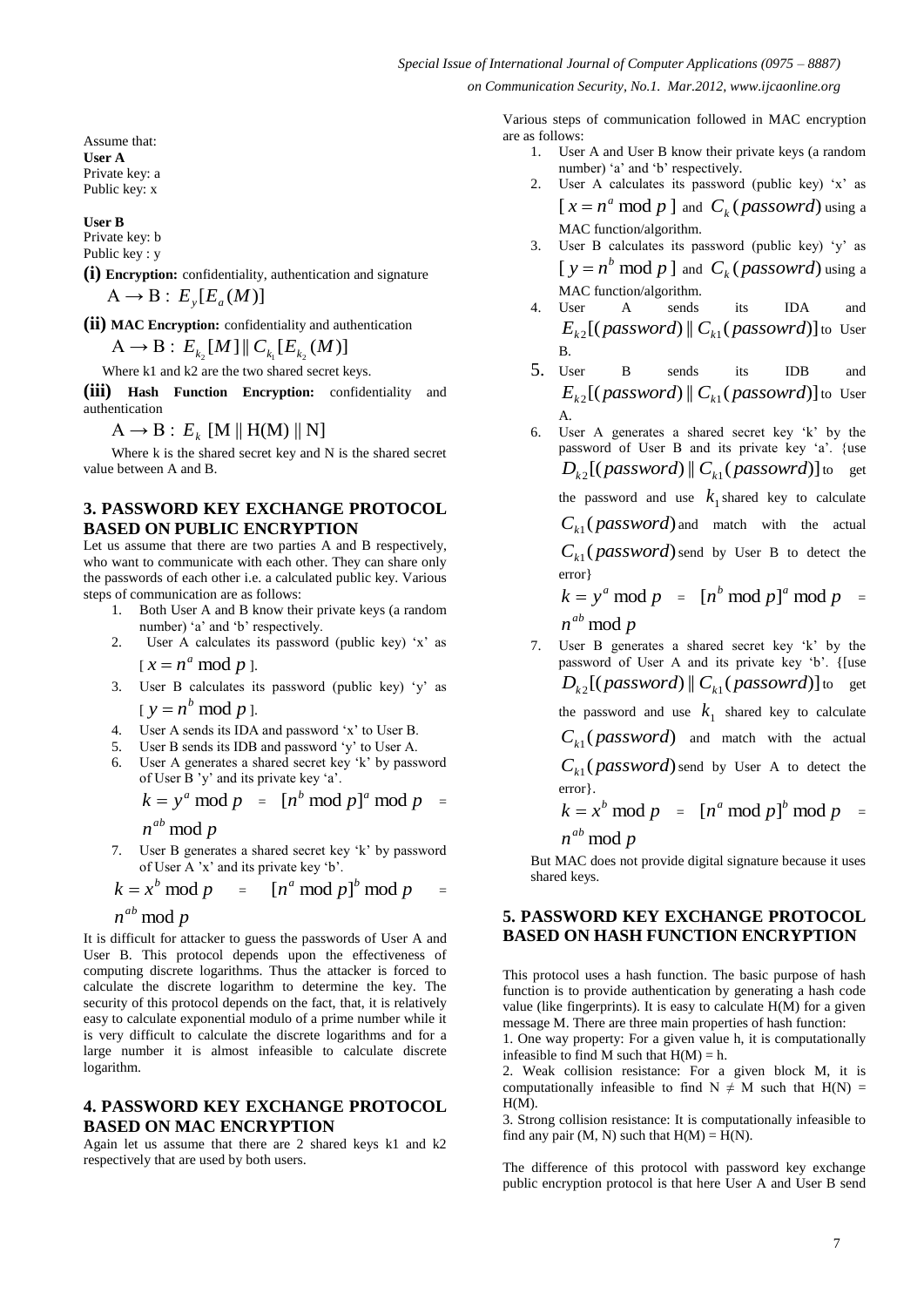Assume that:

**User A**
Private key: a
Public key: x

**User B**
Private key: b
Public key : y

**(i) Encryption:** confidentiality, authentication and signature

$A \rightarrow B$ : $E_y[E_a(M)]$

**(ii) MAC Encryption:** confidentiality and authentication

$A \rightarrow B$ : $E_{k_2}[M] \| C_{k_1}[E_{k_2}(M)]$

Where k1 and k2 are the two shared secret keys.

**(iii) Hash Function Encryption:** confidentiality and authentication

$A \rightarrow B$ : $E_k$ [M || H(M) || N]

Where k is the shared secret key and N is the shared secret value between A and B.

## 3. PASSWORD KEY EXCHANGE PROTOCOL BASED ON PUBLIC ENCRYPTION

Let us assume that there are two parties A and B respectively, who want to communicate with each other. They can share only the passwords of each other i.e. a calculated public key. Various steps of communication are as follows:

1. Both User A and B know their private keys (a random number) 'a' and 'b' respectively.
2. User A calculates its password (public key) 'x' as [ $x = n^a \bmod p$ ].
3. User B calculates its password (public key) 'y' as [ $y = n^b \bmod p$ ].
4. User A sends its IDA and password 'x' to User B.
5. User B sends its IDB and password 'y' to User A.
6. User A generates a shared secret key 'k' by password of User B 'y' and its private key 'a'.

   $k = y^a \bmod p$ = $[n^b \bmod p]^a \bmod p$ = $n^{ab} \bmod p$
7. User B generates a shared secret key 'k' by password of User A 'x' and its private key 'b'.

   $k = x^b \bmod p$ = $[n^a \bmod p]^b \bmod p$ = $n^{ab} \bmod p$

It is difficult for attacker to guess the passwords of User A and User B. This protocol depends upon the effectiveness of computing discrete logarithms. Thus the attacker is forced to calculate the discrete logarithm to determine the key. The security of this protocol depends on the fact, that, it is relatively easy to calculate exponential modulo of a prime number while it is very difficult to calculate the discrete logarithms and for a large number it is almost infeasible to calculate discrete logarithm.

## 4. PASSWORD KEY EXCHANGE PROTOCOL BASED ON MAC ENCRYPTION

Again let us assume that there are 2 shared keys k1 and k2 respectively that are used by both users.

Various steps of communication followed in MAC encryption are as follows:

1. User A and User B know their private keys (a random number) 'a' and 'b' respectively.
2. User A calculates its password (public key) 'x' as [ $x = n^a \bmod p$ ] and $C_k(passowrd)$ using a MAC function/algorithm.
3. User B calculates its password (public key) 'y' as [ $y = n^b \bmod p$ ] and $C_k(passowrd)$ using a MAC function/algorithm.
4. User A sends its IDA and $E_{k2}[(password) \| C_{k1}(passowrd)]$ to User B.
5. User B sends its IDB and $E_{k2}[(password) \| C_{k1}(passowrd)]$ to User A.
6. User A generates a shared secret key 'k' by the password of User B and its private key 'a'. {use $D_{k2}[(password) \| C_{k1}(passowrd)]$ to get the password and use $k_1$ shared key to calculate $C_{k1}(password)$ and match with the actual $C_{k1}(password)$ send by User B to detect the error}

   $k = y^a \bmod p$ = $[n^b \bmod p]^a \bmod p$ = $n^{ab} \bmod p$
7. User B generates a shared secret key 'k' by the password of User A and its private key 'b'. {[use $D_{k2}[(password) \| C_{k1}(passowrd)]$ to get the password and use $k_1$ shared key to calculate $C_{k1}(password)$ and match with the actual $C_{k1}(password)$ send by User A to detect the error}.

   $k = x^b \bmod p$ = $[n^a \bmod p]^b \bmod p$ = $n^{ab} \bmod p$

But MAC does not provide digital signature because it uses shared keys.

## 5. PASSWORD KEY EXCHANGE PROTOCOL BASED ON HASH FUNCTION ENCRYPTION

This protocol uses a hash function. The basic purpose of hash function is to provide authentication by generating a hash code value (like fingerprints). It is easy to calculate H(M) for a given message M. There are three main properties of hash function:

1. One way property: For a given value h, it is computationally infeasible to find M such that H(M) = h.
2. Weak collision resistance: For a given block M, it is computationally infeasible to find N $\neq$ M such that H(N) = H(M).
3. Strong collision resistance: It is computationally infeasible to find any pair (M, N) such that H(M) = H(N).

The difference of this protocol with password key exchange public encryption protocol is that here User A and User B send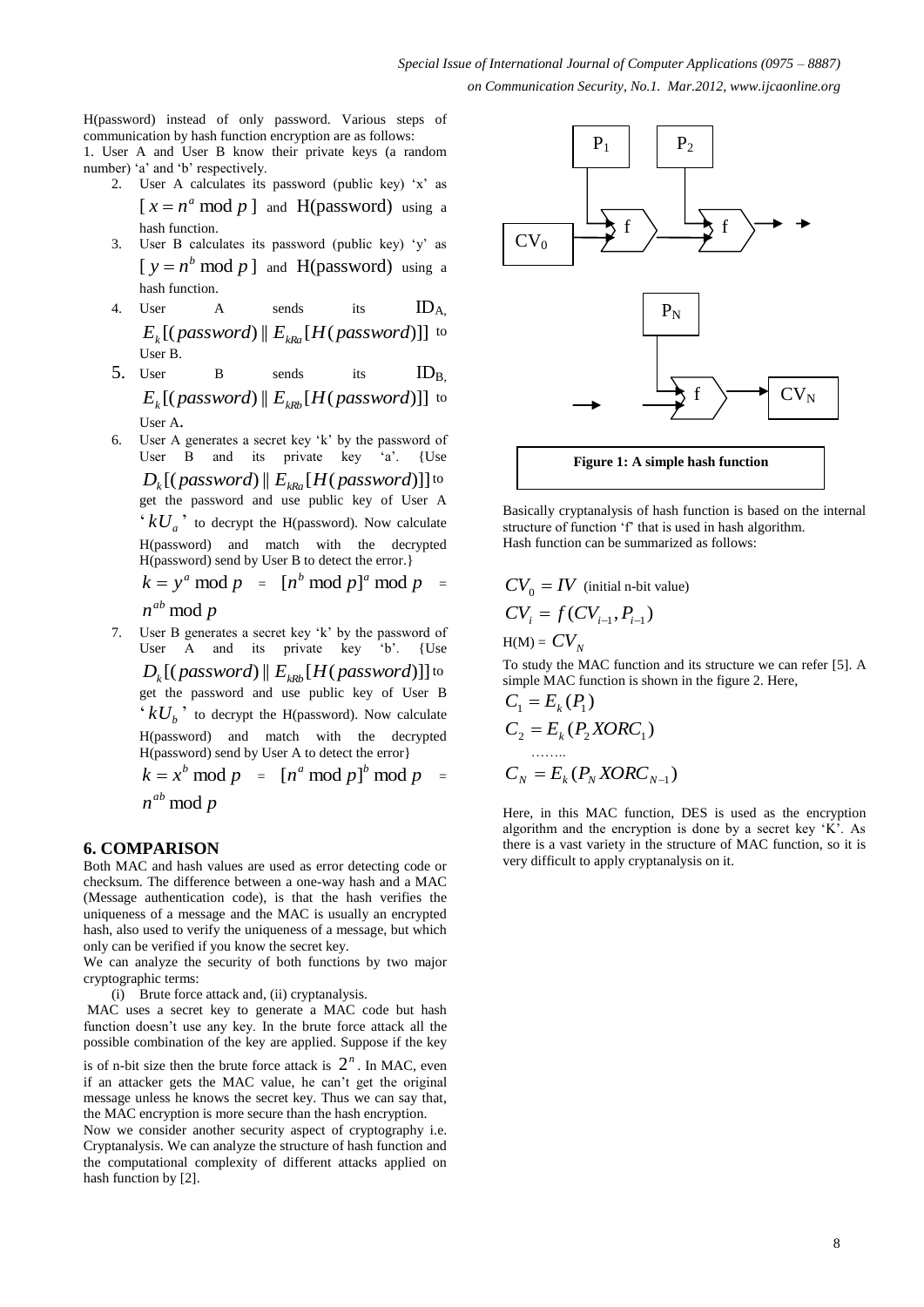H(password) instead of only password. Various steps of communication by hash function encryption are as follows:

1. User A and User B know their private keys (a random number) 'a' and 'b' respectively.
2. User A calculates its password (public key) 'x' as $[x = n^a \bmod p]$ and H(password) using a hash function.
3. User B calculates its password (public key) 'y' as $[y = n^b \bmod p]$ and H(password) using a hash function.
4. User A sends its $ID_A$, $E_k[(password) \| E_{kRa}[H(password)]]$ to User B.
5. User B sends its $ID_B$, $E_k[(password) \| E_{kRb}[H(password)]]$ to User A.
6. User A generates a secret key 'k' by the password of User B and its private key 'a'. {Use $D_k[(password) \| E_{kRa}[H(password)]]$ to get the password and use public key of User A '$kU_a$' to decrypt the H(password). Now calculate H(password) and match with the decrypted H(password) send by User B to detect the error.}
   $k = y^a \bmod p$ = $[n^b \bmod p]^a \bmod p$ = $n^{ab} \bmod p$
7. User B generates a secret key 'k' by the password of User A and its private key 'b'. {Use $D_k[(password) \| E_{kRb}[H(password)]]$ to get the password and use public key of User B '$kU_b$' to decrypt the H(password). Now calculate H(password) and match with the decrypted H(password) send by User A to detect the error}
   $k = x^b \bmod p$ = $[n^a \bmod p]^b \bmod p$ = $n^{ab} \bmod p$

## 6. COMPARISON

Both MAC and hash values are used as error detecting code or checksum. The difference between a one-way hash and a MAC (Message authentication code), is that the hash verifies the uniqueness of a message and the MAC is usually an encrypted hash, also used to verify the uniqueness of a message, but which only can be verified if you know the secret key.

We can analyze the security of both functions by two major cryptographic terms:

(i) Brute force attack and, (ii) cryptanalysis.

MAC uses a secret key to generate a MAC code but hash function doesn't use any key. In the brute force attack all the possible combination of the key are applied. Suppose if the key is of n-bit size then the brute force attack is $2^n$. In MAC, even if an attacker gets the MAC value, he can't get the original message unless he knows the secret key. Thus we can say that, the MAC encryption is more secure than the hash encryption.

Now we consider another security aspect of cryptography i.e. Cryptanalysis. We can analyze the structure of hash function and the computational complexity of different attacks applied on hash function by [2].

**Figure 1: A simple hash function**

Basically cryptanalysis of hash function is based on the internal structure of function 'f' that is used in hash algorithm. Hash function can be summarized as follows:

$$CV_0 = IV \text{ (initial n-bit value)}$$

$$CV_i = f(CV_{i-1}, P_{i-1})$$

$$H(M) = CV_N$$

To study the MAC function and its structure we can refer [5]. A simple MAC function is shown in the figure 2. Here,

$$C_1 = E_k(P_1)$$

$$C_2 = E_k(P_2 XOR C_1)$$

........

$$C_N = E_k(P_N XOR C_{N-1})$$

Here, in this MAC function, DES is used as the encryption algorithm and the encryption is done by a secret key 'K'. As there is a vast variety in the structure of MAC function, so it is very difficult to apply cryptanalysis on it.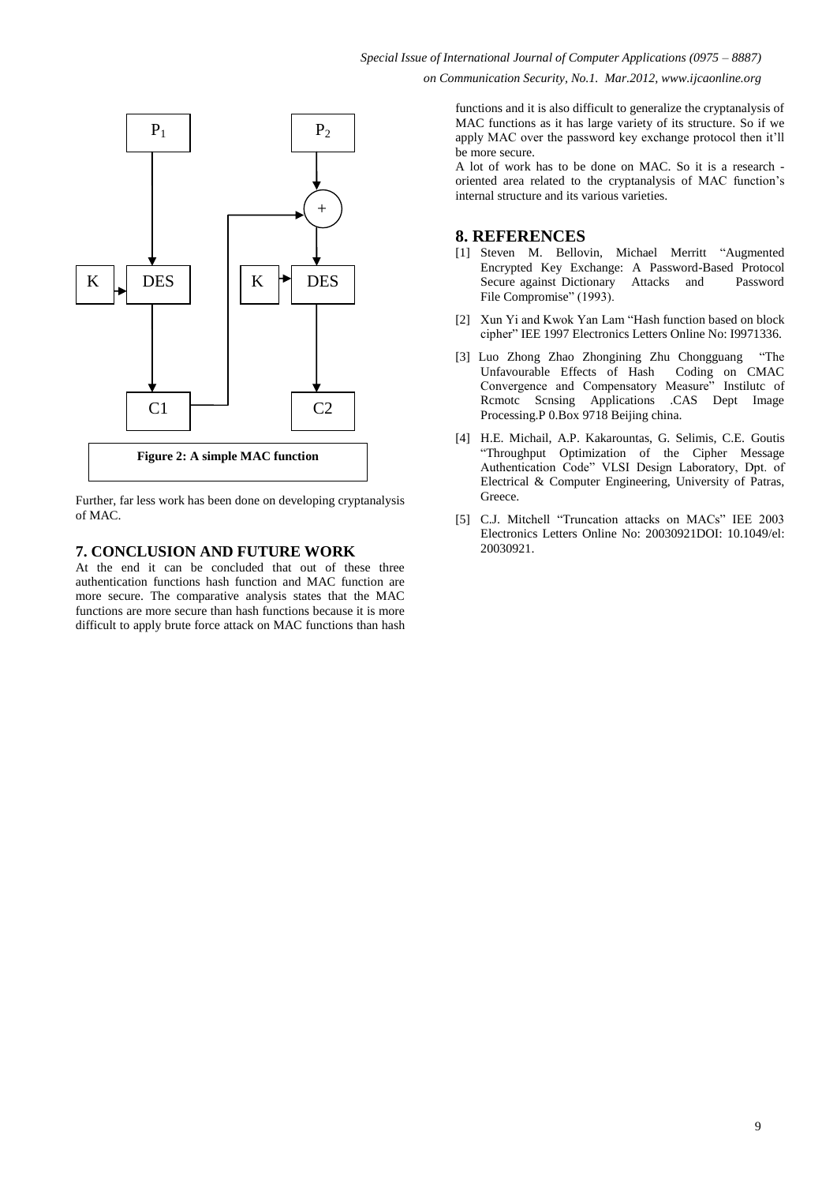P1

P2

+

K DES

K DES

C1

C2

**Figure 2: A simple MAC function**

Further, far less work has been done on developing cryptanalysis of MAC.

## 7. CONCLUSION AND FUTURE WORK

At the end it can be concluded that out of these three authentication functions hash function and MAC function are more secure. The comparative analysis states that the MAC functions are more secure than hash functions because it is more difficult to apply brute force attack on MAC functions than hash functions and it is also difficult to generalize the cryptanalysis of MAC functions as it has large variety of its structure. So if we apply MAC over the password key exchange protocol then it'll be more secure.

A lot of work has to be done on MAC. So it is a research - oriented area related to the cryptanalysis of MAC function's internal structure and its various varieties.

## 8. REFERENCES

[1] Steven M. Bellovin, Michael Merritt "Augmented Encrypted Key Exchange: A Password-Based Protocol Secure against Dictionary Attacks and Password File Compromise" (1993).

[2] Xun Yi and Kwok Yan Lam "Hash function based on block cipher" IEE 1997 Electronics Letters Online No: I9971336.

[3] Luo Zhong Zhao Zhongining Zhu Chongguang "The Unfavourable Effects of Hash Coding on CMAC Convergence and Compensatory Measure" Instilutc of Rcmotc Scnsing Applications .CAS Dept Image Processing.P 0.Box 9718 Beijing china.

[4] H.E. Michail, A.P. Kakarountas, G. Selimis, C.E. Goutis "Throughput Optimization of the Cipher Message Authentication Code" VLSI Design Laboratory, Dpt. of Electrical & Computer Engineering, University of Patras, Greece.

[5] C.J. Mitchell "Truncation attacks on MACs" IEE 2003 Electronics Letters Online No: 20030921DOI: 10.1049/el: 20030921.